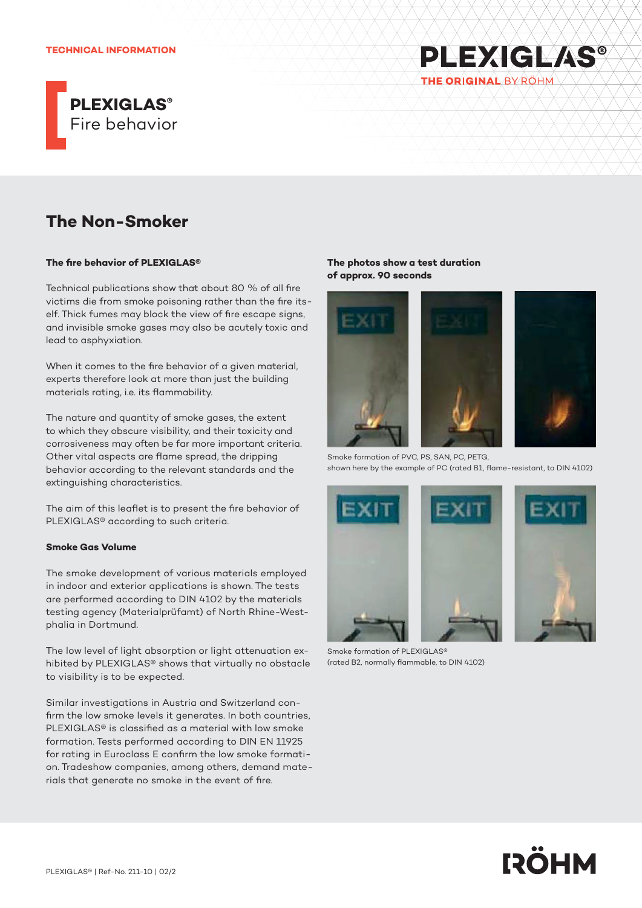TECHNICAL INFORMATION

# PLEXIGLAS®
Fire behavior

## The Non-Smoker

### The fire behavior of PLEXIGLAS®

Technical publications show that about 80 % of all fire victims die from smoke poisoning rather than the fire itself. Thick fumes may block the view of fire escape signs, and invisible smoke gases may also be acutely toxic and lead to asphyxiation.

When it comes to the fire behavior of a given material, experts therefore look at more than just the building materials rating, i.e. its flammability.

The nature and quantity of smoke gases, the extent to which they obscure visibility, and their toxicity and corrosiveness may often be far more important criteria. Other vital aspects are flame spread, the dripping behavior according to the relevant standards and the extinguishing characteristics.

The aim of this leaflet is to present the fire behavior of PLEXIGLAS® according to such criteria.

### Smoke Gas Volume

The smoke development of various materials employed in indoor and exterior applications is shown. The tests are performed according to DIN 4102 by the materials testing agency (Materialprüfamt) of North Rhine-Westphalia in Dortmund.

The low level of light absorption or light attenuation exhibited by PLEXIGLAS® shows that virtually no obstacle to visibility is to be expected.

Similar investigations in Austria and Switzerland confirm the low smoke levels it generates. In both countries, PLEXIGLAS® is classified as a material with low smoke formation. Tests performed according to DIN EN 11925 for rating in Euroclass E confirm the low smoke formation. Tradeshow companies, among others, demand materials that generate no smoke in the event of fire.

**The photos show a test duration of approx. 90 seconds**

Smoke formation of PVC, PS, SAN, PC, PETG, shown here by the example of PC (rated B1, flame-resistant, to DIN 4102)

Smoke formation of PLEXIGLAS® (rated B2, normally flammable, to DIN 4102)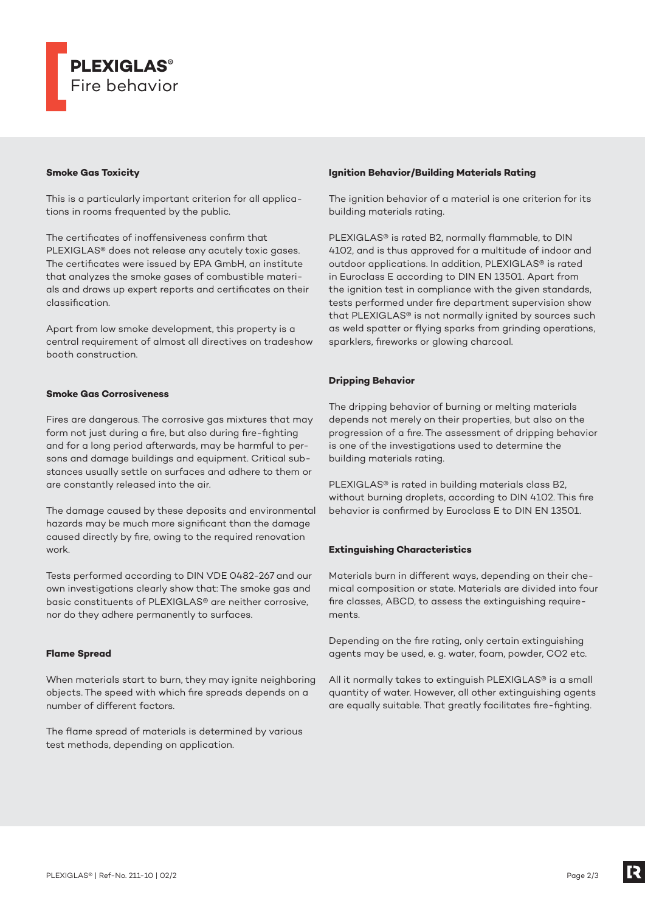# PLEXIGLAS®
Fire behavior

### Smoke Gas Toxicity

This is a particularly important criterion for all applications in rooms frequented by the public.

The certificates of inoffensiveness confirm that PLEXIGLAS® does not release any acutely toxic gases. The certificates were issued by EPA GmbH, an institute that analyzes the smoke gases of combustible materials and draws up expert reports and certificates on their classification.

Apart from low smoke development, this property is a central requirement of almost all directives on tradeshow booth construction.

### Smoke Gas Corrosiveness

Fires are dangerous. The corrosive gas mixtures that may form not just during a fire, but also during fire-fighting and for a long period afterwards, may be harmful to persons and damage buildings and equipment. Critical substances usually settle on surfaces and adhere to them or are constantly released into the air.

The damage caused by these deposits and environmental hazards may be much more significant than the damage caused directly by fire, owing to the required renovation work.

Tests performed according to DIN VDE 0482-267 and our own investigations clearly show that: The smoke gas and basic constituents of PLEXIGLAS® are neither corrosive, nor do they adhere permanently to surfaces.

### Flame Spread

When materials start to burn, they may ignite neighboring objects. The speed with which fire spreads depends on a number of different factors.

The flame spread of materials is determined by various test methods, depending on application.

### Ignition Behavior/Building Materials Rating

The ignition behavior of a material is one criterion for its building materials rating.

PLEXIGLAS® is rated B2, normally flammable, to DIN 4102, and is thus approved for a multitude of indoor and outdoor applications. In addition, PLEXIGLAS® is rated in Euroclass E according to DIN EN 13501. Apart from the ignition test in compliance with the given standards, tests performed under fire department supervision show that PLEXIGLAS® is not normally ignited by sources such as weld spatter or flying sparks from grinding operations, sparklers, fireworks or glowing charcoal.

### Dripping Behavior

The dripping behavior of burning or melting materials depends not merely on their properties, but also on the progression of a fire. The assessment of dripping behavior is one of the investigations used to determine the building materials rating.

PLEXIGLAS® is rated in building materials class B2, without burning droplets, according to DIN 4102. This fire behavior is confirmed by Euroclass E to DIN EN 13501.

### Extinguishing Characteristics

Materials burn in different ways, depending on their chemical composition or state. Materials are divided into four fire classes, ABCD, to assess the extinguishing requirements.

Depending on the fire rating, only certain extinguishing agents may be used, e. g. water, foam, powder, $CO_2$ etc.

All it normally takes to extinguish PLEXIGLAS® is a small quantity of water. However, all other extinguishing agents are equally suitable. That greatly facilitates fire-fighting.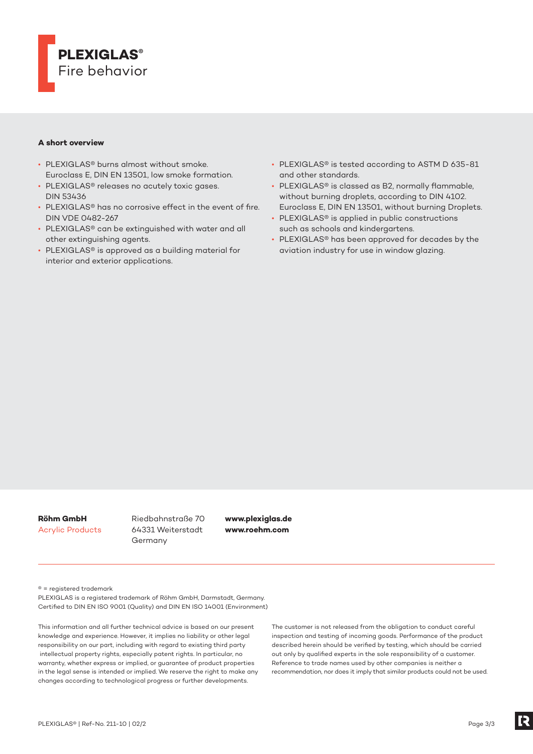# PLEXIGLAS®
Fire behavior

**A short overview**

- PLEXIGLAS® burns almost without smoke. Euroclass E, DIN EN 13501, low smoke formation.
- PLEXIGLAS® releases no acutely toxic gases. DIN 53436
- PLEXIGLAS® has no corrosive effect in the event of fire. DIN VDE 0482-267
- PLEXIGLAS® can be extinguished with water and all other extinguishing agents.
- PLEXIGLAS® is approved as a building material for interior and exterior applications.
- PLEXIGLAS® is tested according to ASTM D 635-81 and other standards.
- PLEXIGLAS® is classed as B2, normally flammable, without burning droplets, according to DIN 4102. Euroclass E, DIN EN 13501, without burning Droplets.
- PLEXIGLAS® is applied in public constructions such as schools and kindergartens.
- PLEXIGLAS® has been approved for decades by the aviation industry for use in window glazing.

**Röhm GmbH**
Acrylic Products

Riedbahnstraße 70
64331 Weiterstadt
Germany

**www.plexiglas.de**
**www.roehm.com**

® = registered trademark
PLEXIGLAS is a registered trademark of Röhm GmbH, Darmstadt, Germany.
Certified to DIN EN ISO 9001 (Quality) and DIN EN ISO 14001 (Environment)

This information and all further technical advice is based on our present knowledge and experience. However, it implies no liability or other legal responsibility on our part, including with regard to existing third party intellectual property rights, especially patent rights. In particular, no warranty, whether express or implied, or guarantee of product properties in the legal sense is intended or implied. We reserve the right to make any changes according to technological progress or further developments.

The customer is not released from the obligation to conduct careful inspection and testing of incoming goods. Performance of the product described herein should be verified by testing, which should be carried out only by qualified experts in the sole responsibility of a customer. Reference to trade names used by other companies is neither a recommendation, nor does it imply that similar products could not be used.

PLEXIGLAS® | Ref-No. 211-10 | 02/2